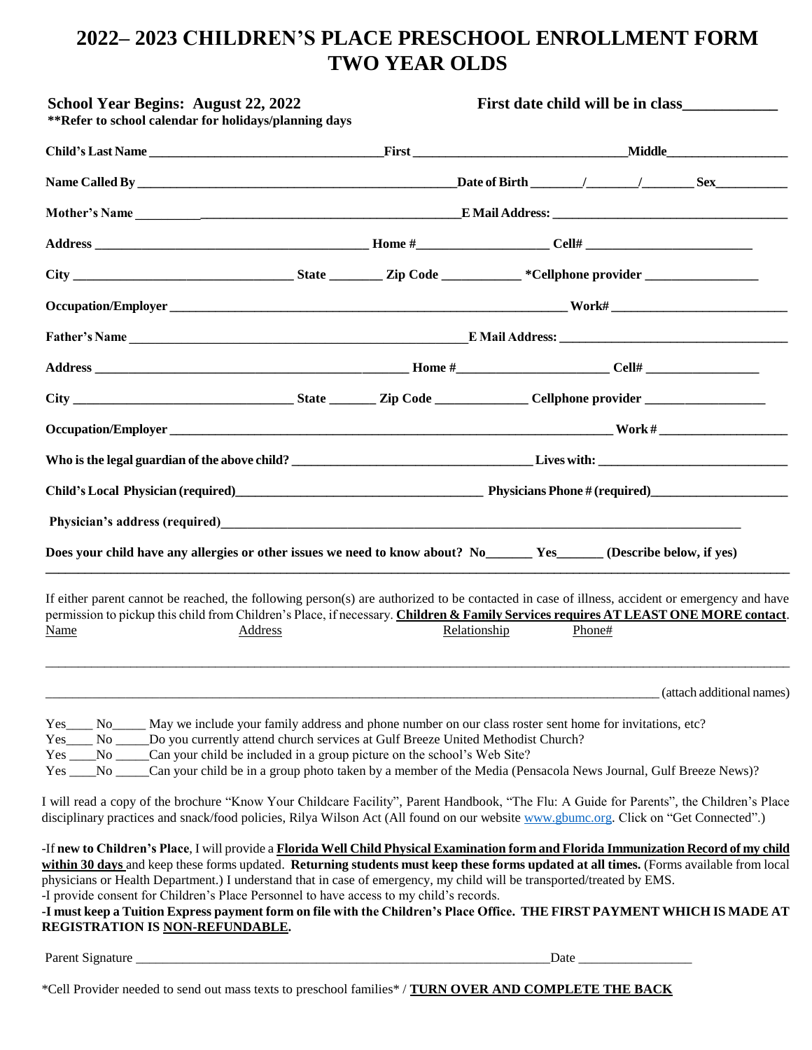# 2022– 2023 CHILDREN'S PLACE PRESCHOOL ENROLLMENT FORM TWO YEAR OLDS

**School Year Begins: August 22, 2022** **First date child will be in class\_\_\_\_\_\_\_\_\_\_\_\_**

**\*\*Refer to school calendar for holidays/planning days**

**Child's Last Name** \_\_\_\_\_\_\_\_\_\_\_\_\_\_\_\_\_\_\_\_\_\_\_\_\_\_\_\_\_\_\_\_\_\_ **First** \_\_\_\_\_\_\_\_\_\_\_\_\_\_\_\_\_\_\_\_\_\_\_\_\_\_\_\_\_\_ **Middle**\_\_\_\_\_\_\_\_\_\_\_\_\_\_\_\_\_\_

**Name Called By** \_\_\_\_\_\_\_\_\_\_\_\_\_\_\_\_\_\_\_\_\_\_\_\_\_\_\_\_\_\_\_\_\_\_\_\_\_\_\_\_\_\_\_\_\_\_\_\_\_\_ **Date of Birth** \_\_\_\_\_\_\_/\_\_\_\_\_\_\_/\_\_\_\_\_\_\_ **Sex**\_\_\_\_\_\_\_\_\_\_

**Mother's Name** \_\_\_\_\_\_\_\_\_\_\_\_\_\_\_\_\_\_\_\_\_\_\_\_\_\_\_\_\_\_\_\_\_\_\_\_\_\_\_\_\_\_\_\_\_\_\_\_\_\_\_ **E Mail Address:** \_\_\_\_\_\_\_\_\_\_\_\_\_\_\_\_\_\_\_\_\_\_\_\_\_\_\_\_\_\_\_\_\_\_

**Address** \_\_\_\_\_\_\_\_\_\_\_\_\_\_\_\_\_\_\_\_\_\_\_\_\_\_\_\_\_\_\_\_\_\_\_\_\_\_\_\_ **Home #**\_\_\_\_\_\_\_\_\_\_\_\_\_\_\_\_\_\_\_\_ **Cell#** \_\_\_\_\_\_\_\_\_\_\_\_\_\_\_\_\_\_\_\_\_\_\_\_\_

**City** \_\_\_\_\_\_\_\_\_\_\_\_\_\_\_\_\_\_\_\_\_\_\_\_\_\_\_\_\_\_\_\_ **State** \_\_\_\_\_\_\_\_ **Zip Code** \_\_\_\_\_\_\_\_\_\_\_\_ **\*Cellphone provider** \_\_\_\_\_\_\_\_\_\_\_\_\_\_\_\_\_

**Occupation/Employer** \_\_\_\_\_\_\_\_\_\_\_\_\_\_\_\_\_\_\_\_\_\_\_\_\_\_\_\_\_\_\_\_\_\_\_\_\_\_\_\_\_\_\_\_\_\_\_\_\_\_\_\_\_\_\_\_\_\_\_\_ **Work#** \_\_\_\_\_\_\_\_\_\_\_\_\_\_\_\_\_\_\_\_\_\_\_\_\_\_\_

**Father's Name** \_\_\_\_\_\_\_\_\_\_\_\_\_\_\_\_\_\_\_\_\_\_\_\_\_\_\_\_\_\_\_\_\_\_\_\_\_\_\_\_\_\_\_\_\_\_\_\_\_\_\_ **E Mail Address:** \_\_\_\_\_\_\_\_\_\_\_\_\_\_\_\_\_\_\_\_\_\_\_\_\_\_\_\_\_\_\_\_\_\_

**Address** \_\_\_\_\_\_\_\_\_\_\_\_\_\_\_\_\_\_\_\_\_\_\_\_\_\_\_\_\_\_\_\_\_\_\_\_\_\_\_\_\_\_\_\_\_\_\_\_ **Home #**\_\_\_\_\_\_\_\_\_\_\_\_\_\_\_\_\_\_\_\_\_\_\_ **Cell#** \_\_\_\_\_\_\_\_\_\_\_\_\_\_\_\_\_\_

**City** \_\_\_\_\_\_\_\_\_\_\_\_\_\_\_\_\_\_\_\_\_\_\_\_\_\_\_\_\_\_\_\_ **State** \_\_\_\_\_\_\_ **Zip Code** \_\_\_\_\_\_\_\_\_\_\_\_\_\_ **Cellphone provider** \_\_\_\_\_\_\_\_\_\_\_\_\_\_\_\_\_\_

**Occupation/Employer** \_\_\_\_\_\_\_\_\_\_\_\_\_\_\_\_\_\_\_\_\_\_\_\_\_\_\_\_\_\_\_\_\_\_\_\_\_\_\_\_\_\_\_\_\_\_\_\_\_\_\_\_\_\_\_\_\_\_\_\_\_\_\_\_\_ **Work #** \_\_\_\_\_\_\_\_\_\_\_\_\_\_\_\_\_\_\_\_

**Who is the legal guardian of the above child?** \_\_\_\_\_\_\_\_\_\_\_\_\_\_\_\_\_\_\_\_\_\_\_\_\_\_\_\_\_\_\_\_\_\_\_\_ **Lives with:** \_\_\_\_\_\_\_\_\_\_\_\_\_\_\_\_\_\_\_\_\_\_\_\_\_\_\_\_\_

**Child's Local Physician (required)**\_\_\_\_\_\_\_\_\_\_\_\_\_\_\_\_\_\_\_\_\_\_\_\_\_\_\_\_\_\_\_\_\_\_\_\_ **Physicians Phone # (required)**\_\_\_\_\_\_\_\_\_\_\_\_\_\_\_\_\_\_\_\_

**Physician's address (required)**\_\_\_\_\_\_\_\_\_\_\_\_\_\_\_\_\_\_\_\_\_\_\_\_\_\_\_\_\_\_\_\_\_\_\_\_\_\_\_\_\_\_\_\_\_\_\_\_\_\_\_\_\_\_\_\_\_\_\_\_\_\_\_\_\_\_\_\_\_\_\_\_\_\_\_\_\_

**Does your child have any allergies or other issues we need to know about? No\_\_\_\_\_\_\_ Yes\_\_\_\_\_\_\_ (Describe below, if yes)**

\_\_\_\_\_\_\_\_\_\_\_\_\_\_\_\_\_\_\_\_\_\_\_\_\_\_\_\_\_\_\_\_\_\_\_\_\_\_\_\_\_\_\_\_\_\_\_\_\_\_\_\_\_\_\_\_\_\_\_\_\_\_\_\_\_\_\_\_\_\_\_\_\_\_\_\_\_\_\_\_\_\_\_\_\_\_\_\_\_\_\_\_\_\_\_\_\_\_\_\_\_\_\_\_\_

If either parent cannot be reached, the following person(s) are authorized to be contacted in case of illness, accident or emergency and have permission to pickup this child from Children's Place, if necessary. **Children & Family Services requires AT LEAST ONE MORE contact**.

Name Address Relationship Phone#

\_\_\_\_\_\_\_\_\_\_\_\_\_\_\_\_\_\_\_\_\_\_\_\_\_\_\_\_\_\_\_\_\_\_\_\_\_\_\_\_\_\_\_\_\_\_\_\_\_\_\_\_\_\_\_\_\_\_\_\_\_\_\_\_\_\_\_\_\_\_\_\_\_\_\_\_\_\_\_\_\_\_\_\_\_\_\_\_\_\_\_\_\_\_\_\_\_\_\_\_\_\_\_\_\_

\_\_\_\_\_\_\_\_\_\_\_\_\_\_\_\_\_\_\_\_\_\_\_\_\_\_\_\_\_\_\_\_\_\_\_\_\_\_\_\_\_\_\_\_\_\_\_\_\_\_\_\_\_\_\_\_\_\_\_\_\_\_\_\_\_\_\_\_\_\_\_\_\_\_\_\_\_\_\_\_\_\_\_\_\_\_\_\_\_\_ (attach additional names)

Yes\_\_\_\_ No\_\_\_\_\_ May we include your family address and phone number on our class roster sent home for invitations, etc?
Yes\_\_\_\_ No \_\_\_\_\_Do you currently attend church services at Gulf Breeze United Methodist Church?
Yes \_\_\_\_No \_\_\_\_\_Can your child be included in a group picture on the school's Web Site?
Yes \_\_\_\_No \_\_\_\_\_Can your child be in a group photo taken by a member of the Media (Pensacola News Journal, Gulf Breeze News)?

I will read a copy of the brochure "Know Your Childcare Facility", Parent Handbook, "The Flu: A Guide for Parents", the Children's Place disciplinary practices and snack/food policies, Rilya Wilson Act (All found on our website www.gbumc.org. Click on "Get Connected".)

-If **new to Children's Place**, I will provide a **Florida Well Child Physical Examination form and Florida Immunization Record of my child within 30 days** and keep these forms updated. **Returning students must keep these forms updated at all times.** (Forms available from local physicians or Health Department.) I understand that in case of emergency, my child will be transported/treated by EMS.
-I provide consent for Children's Place Personnel to have access to my child's records.
**-I must keep a Tuition Express payment form on file with the Children's Place Office. THE FIRST PAYMENT WHICH IS MADE AT REGISTRATION IS NON-REFUNDABLE.**

Parent Signature \_\_\_\_\_\_\_\_\_\_\_\_\_\_\_\_\_\_\_\_\_\_\_\_\_\_\_\_\_\_\_\_\_\_\_\_\_\_\_\_\_\_\_\_\_\_\_\_\_\_\_\_\_\_\_\_\_\_\_\_\_\_\_Date \_\_\_\_\_\_\_\_\_\_\_\_\_\_\_\_\_

\*Cell Provider needed to send out mass texts to preschool families\* / **TURN OVER AND COMPLETE THE BACK**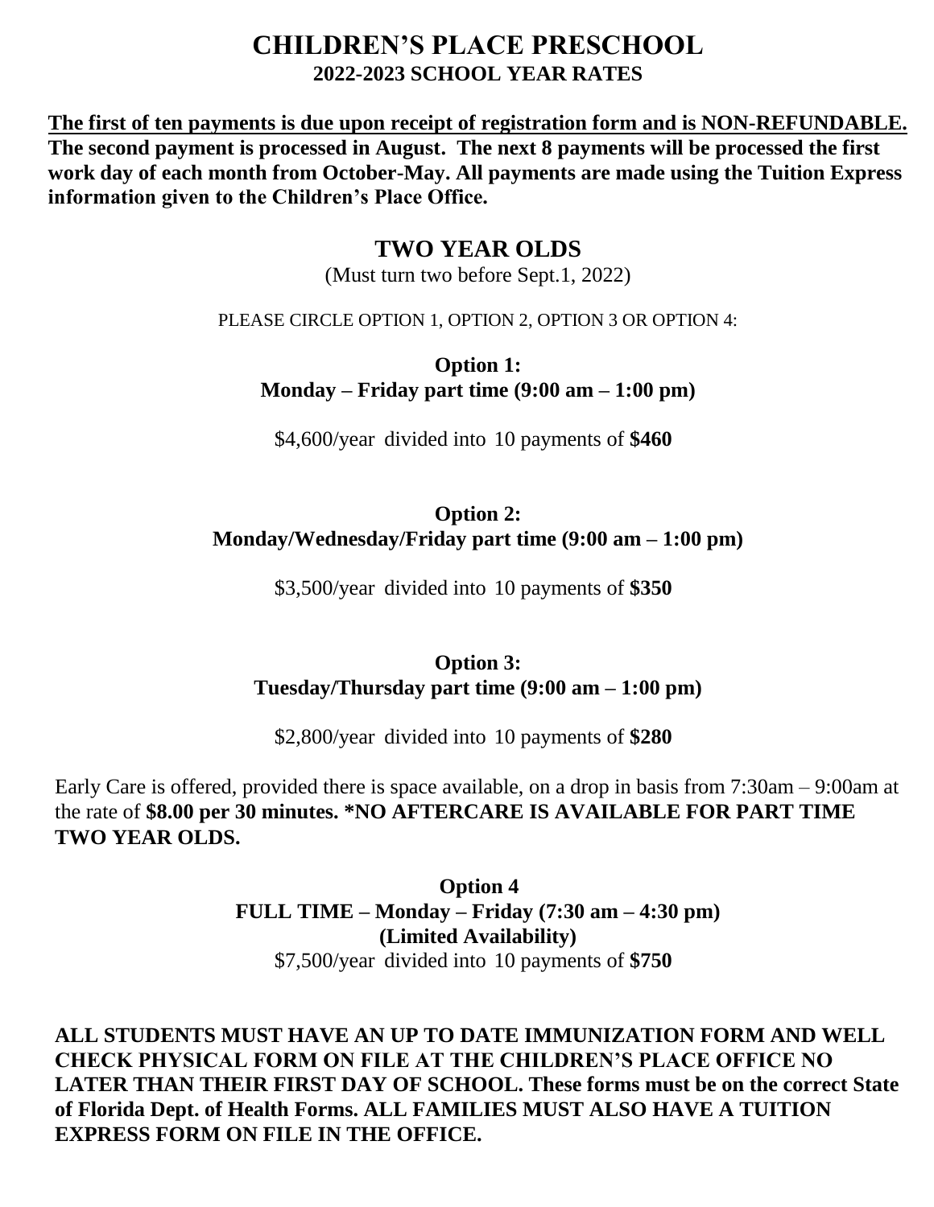# CHILDREN'S PLACE PRESCHOOL

## 2022-2023 SCHOOL YEAR RATES

**The first of ten payments is due upon receipt of registration form and is NON-REFUNDABLE. The second payment is processed in August. The next 8 payments will be processed the first work day of each month from October-May. All payments are made using the Tuition Express information given to the Children's Place Office.**

## TWO YEAR OLDS

(Must turn two before Sept.1, 2022)

PLEASE CIRCLE OPTION 1, OPTION 2, OPTION 3 OR OPTION 4:

**Option 1:**
**Monday – Friday part time (9:00 am – 1:00 pm)**

$4,600/year divided into 10 payments of **$460**

**Option 2:**
**Monday/Wednesday/Friday part time (9:00 am – 1:00 pm)**

$3,500/year divided into 10 payments of **$350**

**Option 3:**
**Tuesday/Thursday part time (9:00 am – 1:00 pm)**

$2,800/year divided into 10 payments of **$280**

Early Care is offered, provided there is space available, on a drop in basis from 7:30am – 9:00am at the rate of **$8.00 per 30 minutes. *NO AFTERCARE IS AVAILABLE FOR PART TIME TWO YEAR OLDS.**

**Option 4**
**FULL TIME – Monday – Friday (7:30 am – 4:30 pm)**
**(Limited Availability)**
$7,500/year divided into 10 payments of **$750**

**ALL STUDENTS MUST HAVE AN UP TO DATE IMMUNIZATION FORM AND WELL CHECK PHYSICAL FORM ON FILE AT THE CHILDREN'S PLACE OFFICE NO LATER THAN THEIR FIRST DAY OF SCHOOL. These forms must be on the correct State of Florida Dept. of Health Forms. ALL FAMILIES MUST ALSO HAVE A TUITION EXPRESS FORM ON FILE IN THE OFFICE.**